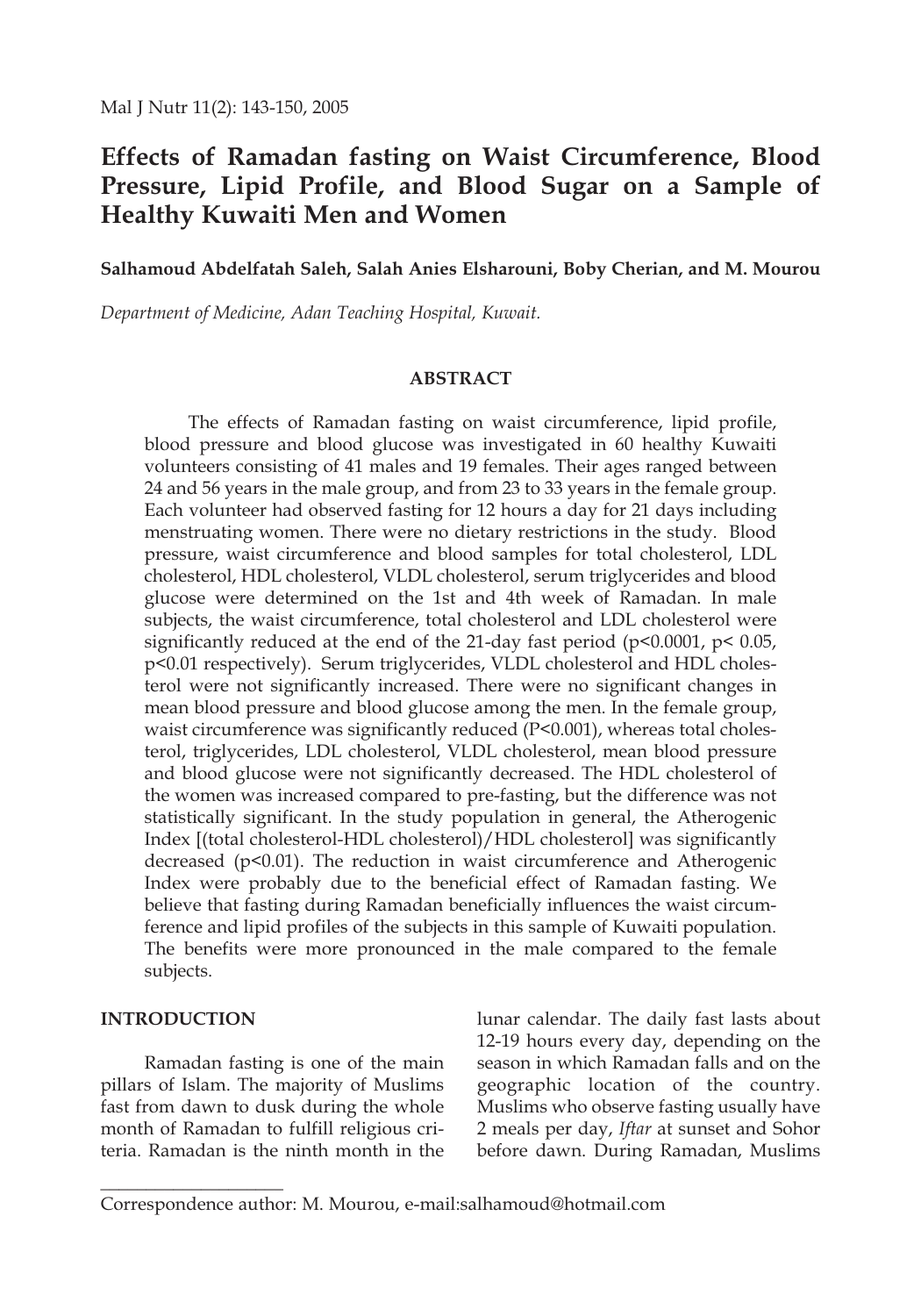# Effects of Ramadan fasting on Waist Circumference, Blood Pressure, Lipid Profile, and Blood Sugar on a Sample of Healthy Kuwaiti Men and Women

**Salhamoud Abdelfatah Saleh, Salah Anies Elsharouni, Boby Cherian, and M. Mourou**

*Department of Medicine, Adan Teaching Hospital, Kuwait.*

## ABSTRACT

The effects of Ramadan fasting on waist circumference, lipid profile, blood pressure and blood glucose was investigated in 60 healthy Kuwaiti volunteers consisting of 41 males and 19 females. Their ages ranged between 24 and 56 years in the male group, and from 23 to 33 years in the female group. Each volunteer had observed fasting for 12 hours a day for 21 days including menstruating women. There were no dietary restrictions in the study. Blood pressure, waist circumference and blood samples for total cholesterol, LDL cholesterol, HDL cholesterol, VLDL cholesterol, serum triglycerides and blood glucose were determined on the 1st and 4th week of Ramadan. In male subjects, the waist circumference, total cholesterol and LDL cholesterol were significantly reduced at the end of the 21-day fast period ($p<0.0001$, $p< 0.05$, $p<0.01$ respectively). Serum triglycerides, VLDL cholesterol and HDL cholesterol were not significantly increased. There were no significant changes in mean blood pressure and blood glucose among the men. In the female group, waist circumference was significantly reduced ($P<0.001$), whereas total cholesterol, triglycerides, LDL cholesterol, VLDL cholesterol, mean blood pressure and blood glucose were not significantly decreased. The HDL cholesterol of the women was increased compared to pre-fasting, but the difference was not statistically significant. In the study population in general, the Atherogenic Index [(total cholesterol-HDL cholesterol)/HDL cholesterol] was significantly decreased ($p<0.01$). The reduction in waist circumference and Atherogenic Index were probably due to the beneficial effect of Ramadan fasting. We believe that fasting during Ramadan beneficially influences the waist circumference and lipid profiles of the subjects in this sample of Kuwaiti population. The benefits were more pronounced in the male compared to the female subjects.

## INTRODUCTION

Ramadan fasting is one of the main pillars of Islam. The majority of Muslims fast from dawn to dusk during the whole month of Ramadan to fulfill religious criteria. Ramadan is the ninth month in the lunar calendar. The daily fast lasts about 12-19 hours every day, depending on the season in which Ramadan falls and on the geographic location of the country. Muslims who observe fasting usually have 2 meals per day, *Iftar* at sunset and Sohor before dawn. During Ramadan, Muslims

Correspondence author: M. Mourou, e-mail:salhamoud@hotmail.com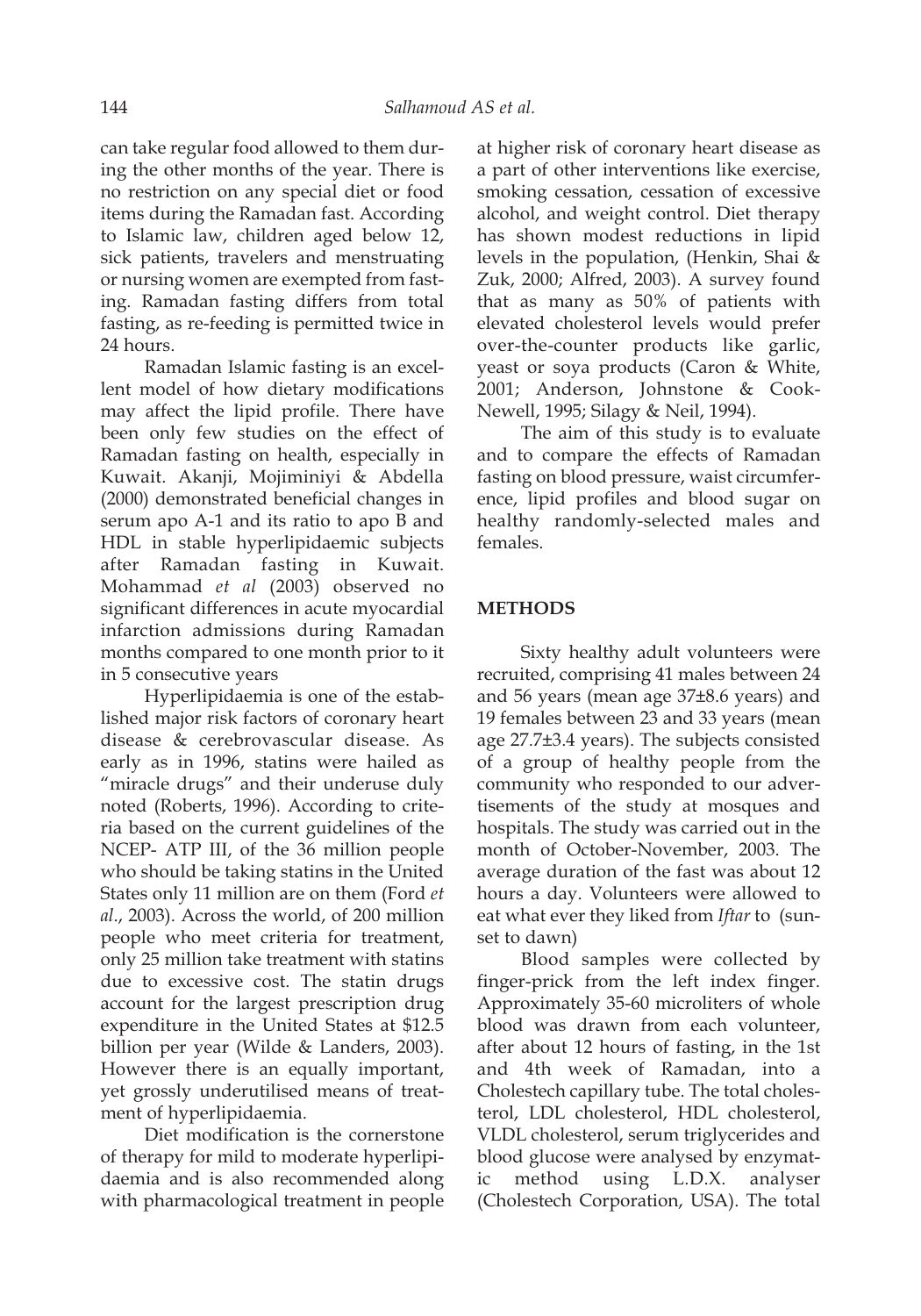can take regular food allowed to them during the other months of the year. There is no restriction on any special diet or food items during the Ramadan fast. According to Islamic law, children aged below 12, sick patients, travelers and menstruating or nursing women are exempted from fasting. Ramadan fasting differs from total fasting, as re-feeding is permitted twice in 24 hours.

Ramadan Islamic fasting is an excellent model of how dietary modifications may affect the lipid profile. There have been only few studies on the effect of Ramadan fasting on health, especially in Kuwait. Akanji, Mojiminiyi & Abdella (2000) demonstrated beneficial changes in serum apo A-1 and its ratio to apo B and HDL in stable hyperlipidaemic subjects after Ramadan fasting in Kuwait. Mohammad *et al* (2003) observed no significant differences in acute myocardial infarction admissions during Ramadan months compared to one month prior to it in 5 consecutive years

Hyperlipidaemia is one of the established major risk factors of coronary heart disease & cerebrovascular disease. As early as in 1996, statins were hailed as "miracle drugs" and their underuse duly noted (Roberts, 1996). According to criteria based on the current guidelines of the NCEP- ATP III, of the 36 million people who should be taking statins in the United States only 11 million are on them (Ford *et al*., 2003). Across the world, of 200 million people who meet criteria for treatment, only 25 million take treatment with statins due to excessive cost. The statin drugs account for the largest prescription drug expenditure in the United States at $12.5 billion per year (Wilde & Landers, 2003). However there is an equally important, yet grossly underutilised means of treatment of hyperlipidaemia.

Diet modification is the cornerstone of therapy for mild to moderate hyperlipidaemia and is also recommended along with pharmacological treatment in people at higher risk of coronary heart disease as a part of other interventions like exercise, smoking cessation, cessation of excessive alcohol, and weight control. Diet therapy has shown modest reductions in lipid levels in the population, (Henkin, Shai & Zuk, 2000; Alfred, 2003). A survey found that as many as 50% of patients with elevated cholesterol levels would prefer over-the-counter products like garlic, yeast or soya products (Caron & White, 2001; Anderson, Johnstone & Cook-Newell, 1995; Silagy & Neil, 1994).

The aim of this study is to evaluate and to compare the effects of Ramadan fasting on blood pressure, waist circumference, lipid profiles and blood sugar on healthy randomly-selected males and females.

## METHODS

Sixty healthy adult volunteers were recruited, comprising 41 males between 24 and 56 years (mean age 37±8.6 years) and 19 females between 23 and 33 years (mean age 27.7±3.4 years). The subjects consisted of a group of healthy people from the community who responded to our advertisements of the study at mosques and hospitals. The study was carried out in the month of October-November, 2003. The average duration of the fast was about 12 hours a day. Volunteers were allowed to eat what ever they liked from *Iftar* to (sunset to dawn)

Blood samples were collected by finger-prick from the left index finger. Approximately 35-60 microliters of whole blood was drawn from each volunteer, after about 12 hours of fasting, in the 1st and 4th week of Ramadan, into a Cholestech capillary tube. The total cholesterol, LDL cholesterol, HDL cholesterol, VLDL cholesterol, serum triglycerides and blood glucose were analysed by enzymatic method using L.D.X. analyser (Cholestech Corporation, USA). The total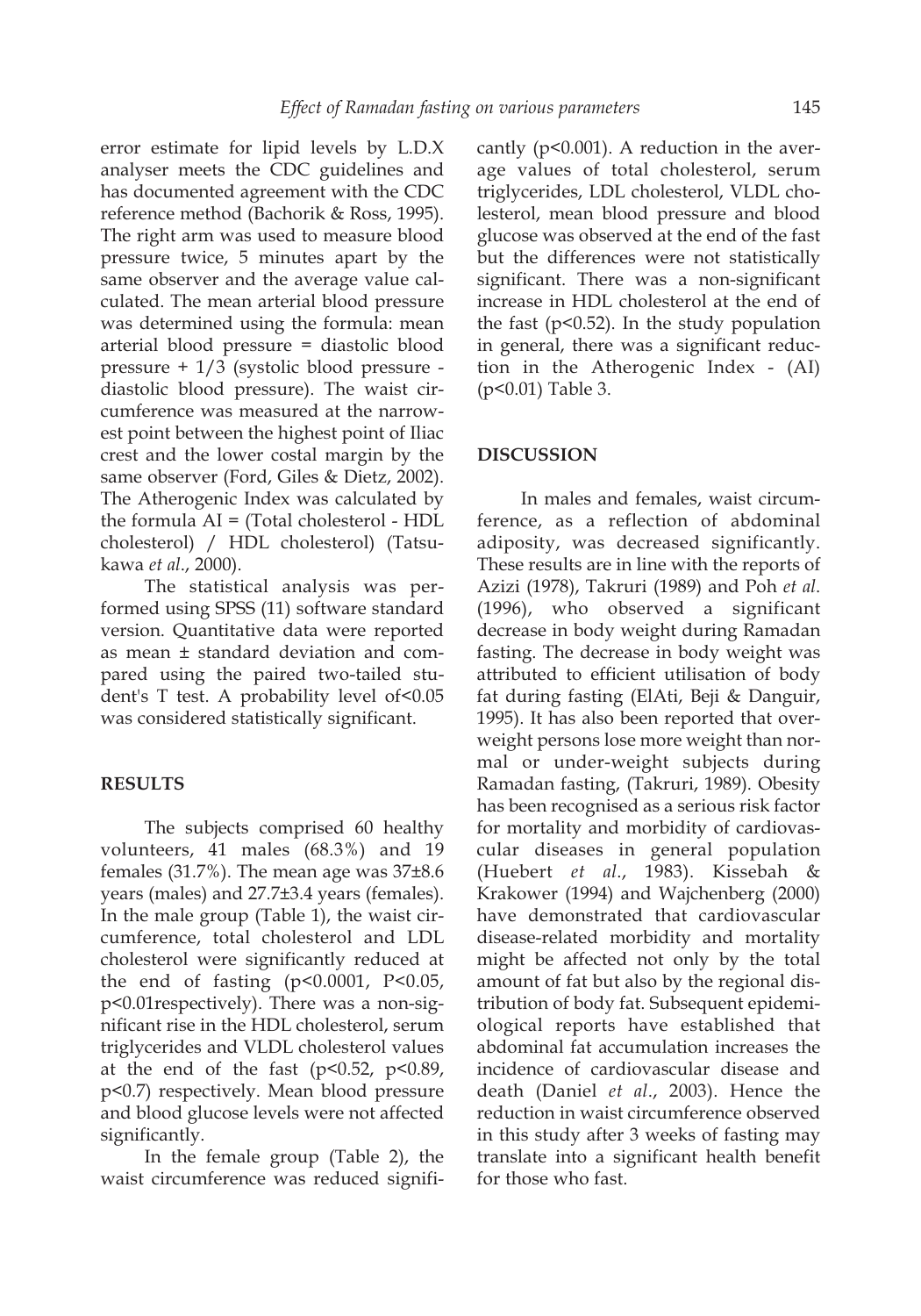error estimate for lipid levels by L.D.X analyser meets the CDC guidelines and has documented agreement with the CDC reference method (Bachorik & Ross, 1995). The right arm was used to measure blood pressure twice, 5 minutes apart by the same observer and the average value calculated. The mean arterial blood pressure was determined using the formula: mean arterial blood pressure = diastolic blood pressure + 1/3 (systolic blood pressure - diastolic blood pressure). The waist circumference was measured at the narrowest point between the highest point of Iliac crest and the lower costal margin by the same observer (Ford, Giles & Dietz, 2002). The Atherogenic Index was calculated by the formula AI = (Total cholesterol - HDL cholesterol) / HDL cholesterol) (Tatsukawa *et al*., 2000).

The statistical analysis was performed using SPSS (11) software standard version. Quantitative data were reported as mean ± standard deviation and compared using the paired two-tailed student's T test. A probability level of<0.05 was considered statistically significant.

## RESULTS

The subjects comprised 60 healthy volunteers, 41 males (68.3%) and 19 females (31.7%). The mean age was 37±8.6 years (males) and 27.7±3.4 years (females). In the male group (Table 1), the waist circumference, total cholesterol and LDL cholesterol were significantly reduced at the end of fasting ($p<0.0001$, $P<0.05$, $p<0.01$respectively). There was a non-significant rise in the HDL cholesterol, serum triglycerides and VLDL cholesterol values at the end of the fast ($p<0.52$, $p<0.89$, $p<0.7$) respectively. Mean blood pressure and blood glucose levels were not affected significantly.

In the female group (Table 2), the waist circumference was reduced significantly ($p<0.001$). A reduction in the average values of total cholesterol, serum triglycerides, LDL cholesterol, VLDL cholesterol, mean blood pressure and blood glucose was observed at the end of the fast but the differences were not statistically significant. There was a non-significant increase in HDL cholesterol at the end of the fast ($p<0.52$). In the study population in general, there was a significant reduction in the Atherogenic Index - (AI) ($p<0.01$) Table 3.

## DISCUSSION

In males and females, waist circumference, as a reflection of abdominal adiposity, was decreased significantly. These results are in line with the reports of Azizi (1978), Takruri (1989) and Poh *et al*. (1996), who observed a significant decrease in body weight during Ramadan fasting. The decrease in body weight was attributed to efficient utilisation of body fat during fasting (ElAti, Beji & Danguir, 1995). It has also been reported that overweight persons lose more weight than normal or under-weight subjects during Ramadan fasting, (Takruri, 1989). Obesity has been recognised as a serious risk factor for mortality and morbidity of cardiovascular diseases in general population (Huebert *et al*., 1983). Kissebah & Krakower (1994) and Wajchenberg (2000) have demonstrated that cardiovascular disease-related morbidity and mortality might be affected not only by the total amount of fat but also by the regional distribution of body fat. Subsequent epidemiological reports have established that abdominal fat accumulation increases the incidence of cardiovascular disease and death (Daniel *et al*., 2003). Hence the reduction in waist circumference observed in this study after 3 weeks of fasting may translate into a significant health benefit for those who fast.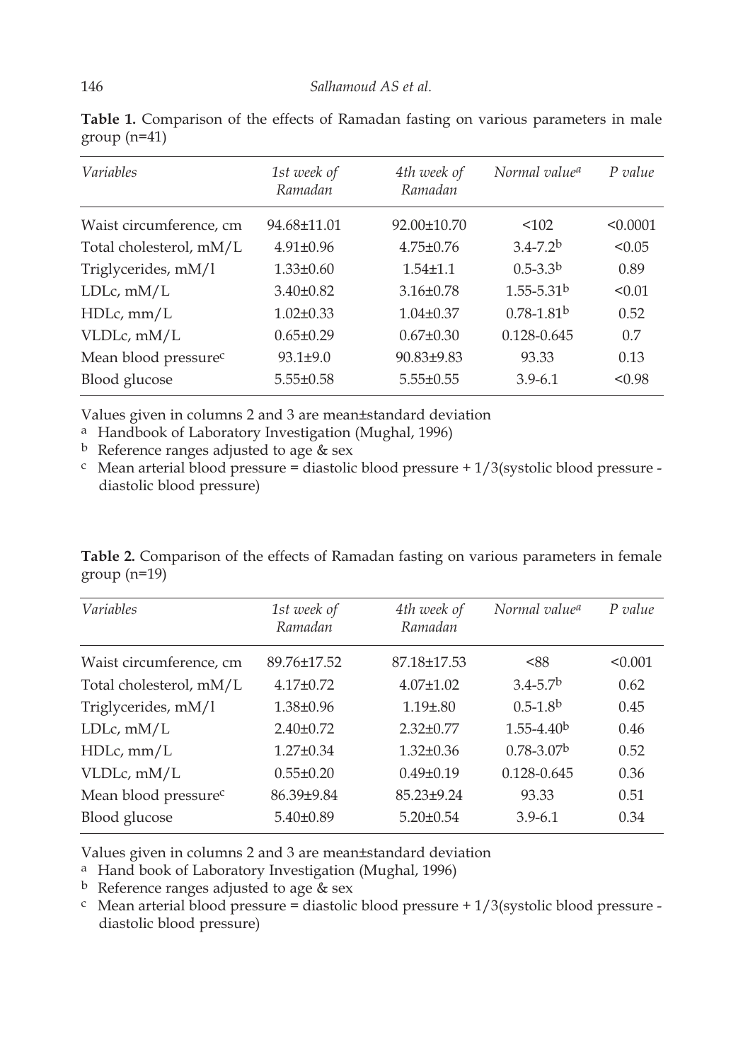**Table 1.** Comparison of the effects of Ramadan fasting on various parameters in male group (n=41)

| *Variables* | *1st week of Ramadan* | *4th week of Ramadan* | *Normal value[a]* | *P value* |
|---|---|---|---|---|
| Waist circumference, cm | 94.68±11.01 | 92.00±10.70 | <102 | <0.0001 |
| Total cholesterol, mM/L | 4.91±0.96 | 4.75±0.76 | 3.4-7.2[b] | <0.05 |
| Triglycerides, mM/l | 1.33±0.60 | 1.54±1.1 | 0.5-3.3[b] | 0.89 |
| LDLc, mM/L | 3.40±0.82 | 3.16±0.78 | 1.55-5.31[b] | <0.01 |
| HDLc, mm/L | 1.02±0.33 | 1.04±0.37 | 0.78-1.81[b] | 0.52 |
| VLDLc, mM/L | 0.65±0.29 | 0.67±0.30 | 0.128-0.645 | 0.7 |
| Mean blood pressure[c] | 93.1±9.0 | 90.83±9.83 | 93.33 | 0.13 |
| Blood glucose | 5.55±0.58 | 5.55±0.55 | 3.9-6.1 | <0.98 |

Values given in columns 2 and 3 are mean±standard deviation

[a] Handbook of Laboratory Investigation (Mughal, 1996)

[b] Reference ranges adjusted to age & sex

[c] Mean arterial blood pressure = diastolic blood pressure + 1/3(systolic blood pressure - diastolic blood pressure)

**Table 2.** Comparison of the effects of Ramadan fasting on various parameters in female group (n=19)

| *Variables* | *1st week of Ramadan* | *4th week of Ramadan* | *Normal value[a]* | *P value* |
|---|---|---|---|---|
| Waist circumference, cm | 89.76±17.52 | 87.18±17.53 | <88 | <0.001 |
| Total cholesterol, mM/L | 4.17±0.72 | 4.07±1.02 | 3.4-5.7[b] | 0.62 |
| Triglycerides, mM/l | 1.38±0.96 | 1.19±.80 | 0.5-1.8[b] | 0.45 |
| LDLc, mM/L | 2.40±0.72 | 2.32±0.77 | 1.55-4.40[b] | 0.46 |
| HDLc, mm/L | 1.27±0.34 | 1.32±0.36 | 0.78-3.07[b] | 0.52 |
| VLDLc, mM/L | 0.55±0.20 | 0.49±0.19 | 0.128-0.645 | 0.36 |
| Mean blood pressure[c] | 86.39±9.84 | 85.23±9.24 | 93.33 | 0.51 |
| Blood glucose | 5.40±0.89 | 5.20±0.54 | 3.9-6.1 | 0.34 |

Values given in columns 2 and 3 are mean±standard deviation

[a] Hand book of Laboratory Investigation (Mughal, 1996)

[b] Reference ranges adjusted to age & sex

[c] Mean arterial blood pressure = diastolic blood pressure + 1/3(systolic blood pressure - diastolic blood pressure)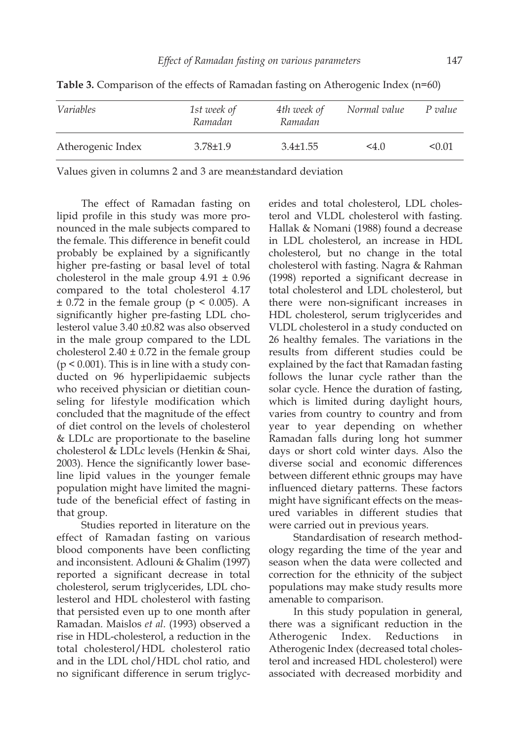**Table 3.** Comparison of the effects of Ramadan fasting on Atherogenic Index (n=60)

| *Variables* | *1st week of Ramadan* | *4th week of Ramadan* | *Normal value* | *P value* |
|---|---|---|---|---|
| Atherogenic Index | 3.78±1.9 | 3.4±1.55 | <4.0 | <0.01 |

Values given in columns 2 and 3 are mean±standard deviation

The effect of Ramadan fasting on lipid profile in this study was more pronounced in the male subjects compared to the female. This difference in benefit could probably be explained by a significantly higher pre-fasting or basal level of total cholesterol in the male group 4.91 ± 0.96 compared to the total cholesterol 4.17 ± 0.72 in the female group ($p < 0.005$). A significantly higher pre-fasting LDL cholesterol value 3.40 ±0.82 was also observed in the male group compared to the LDL cholesterol 2.40 ± 0.72 in the female group ($p < 0.001$). This is in line with a study conducted on 96 hyperlipidaemic subjects who received physician or dietitian counseling for lifestyle modification which concluded that the magnitude of the effect of diet control on the levels of cholesterol & LDLc are proportionate to the baseline cholesterol & LDLc levels (Henkin & Shai, 2003). Hence the significantly lower baseline lipid values in the younger female population might have limited the magnitude of the beneficial effect of fasting in that group.

Studies reported in literature on the effect of Ramadan fasting on various blood components have been conflicting and inconsistent. Adlouni & Ghalim (1997) reported a significant decrease in total cholesterol, serum triglycerides, LDL cholesterol and HDL cholesterol with fasting that persisted even up to one month after Ramadan. Maislos *et al*. (1993) observed a rise in HDL-cholesterol, a reduction in the total cholesterol/HDL cholesterol ratio and in the LDL chol/HDL chol ratio, and no significant difference in serum triglycerides and total cholesterol, LDL cholesterol and VLDL cholesterol with fasting. Hallak & Nomani (1988) found a decrease in LDL cholesterol, an increase in HDL cholesterol, but no change in the total cholesterol with fasting. Nagra & Rahman (1998) reported a significant decrease in total cholesterol and LDL cholesterol, but there were non-significant increases in HDL cholesterol, serum triglycerides and VLDL cholesterol in a study conducted on 26 healthy females. The variations in the results from different studies could be explained by the fact that Ramadan fasting follows the lunar cycle rather than the solar cycle. Hence the duration of fasting, which is limited during daylight hours, varies from country to country and from year to year depending on whether Ramadan falls during long hot summer days or short cold winter days. Also the diverse social and economic differences between different ethnic groups may have influenced dietary patterns. These factors might have significant effects on the measured variables in different studies that were carried out in previous years.

Standardisation of research methodology regarding the time of the year and season when the data were collected and correction for the ethnicity of the subject populations may make study results more amenable to comparison.

In this study population in general, there was a significant reduction in the Atherogenic Index. Reductions in Atherogenic Index (decreased total cholesterol and increased HDL cholesterol) were associated with decreased morbidity and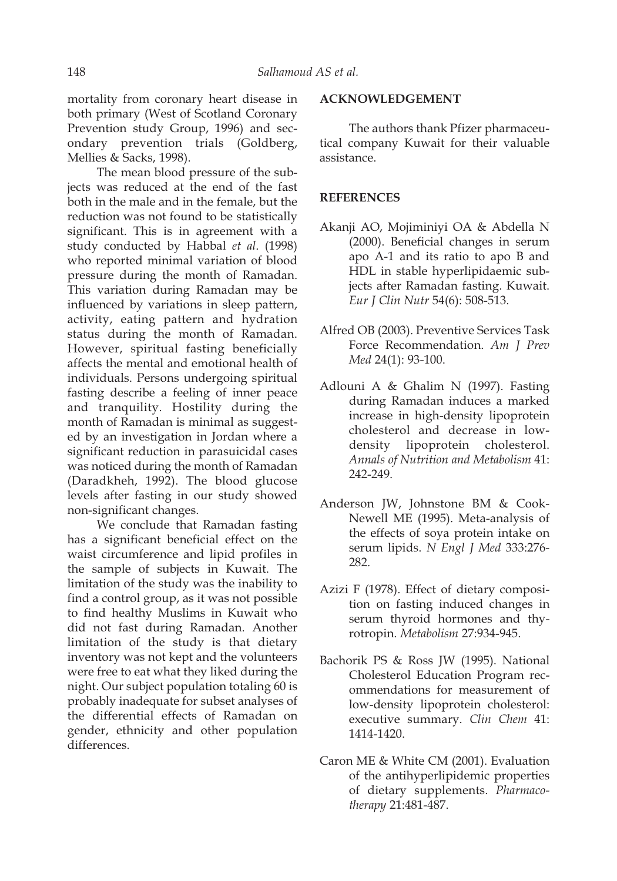mortality from coronary heart disease in both primary (West of Scotland Coronary Prevention study Group, 1996) and secondary prevention trials (Goldberg, Mellies & Sacks, 1998).

The mean blood pressure of the subjects was reduced at the end of the fast both in the male and in the female, but the reduction was not found to be statistically significant. This is in agreement with a study conducted by Habbal *et al*. (1998) who reported minimal variation of blood pressure during the month of Ramadan. This variation during Ramadan may be influenced by variations in sleep pattern, activity, eating pattern and hydration status during the month of Ramadan. However, spiritual fasting beneficially affects the mental and emotional health of individuals. Persons undergoing spiritual fasting describe a feeling of inner peace and tranquility. Hostility during the month of Ramadan is minimal as suggested by an investigation in Jordan where a significant reduction in parasuicidal cases was noticed during the month of Ramadan (Daradkheh, 1992). The blood glucose levels after fasting in our study showed non-significant changes.

We conclude that Ramadan fasting has a significant beneficial effect on the waist circumference and lipid profiles in the sample of subjects in Kuwait. The limitation of the study was the inability to find a control group, as it was not possible to find healthy Muslims in Kuwait who did not fast during Ramadan. Another limitation of the study is that dietary inventory was not kept and the volunteers were free to eat what they liked during the night. Our subject population totaling 60 is probably inadequate for subset analyses of the differential effects of Ramadan on gender, ethnicity and other population differences.

## ACKNOWLEDGEMENT

The authors thank Pfizer pharmaceutical company Kuwait for their valuable assistance.

## REFERENCES

Akanji AO, Mojiminiyi OA & Abdella N (2000). Beneficial changes in serum apo A-1 and its ratio to apo B and HDL in stable hyperlipidaemic subjects after Ramadan fasting. Kuwait. *Eur J Clin Nutr* 54(6): 508-513.

Alfred OB (2003). Preventive Services Task Force Recommendation. *Am J Prev Med* 24(1): 93-100.

Adlouni A & Ghalim N (1997). Fasting during Ramadan induces a marked increase in high-density lipoprotein cholesterol and decrease in low-density lipoprotein cholesterol. *Annals of Nutrition and Metabolism* 41: 242-249.

Anderson JW, Johnstone BM & Cook-Newell ME (1995). Meta-analysis of the effects of soya protein intake on serum lipids. *N Engl J Med* 333:276-282.

Azizi F (1978). Effect of dietary composition on fasting induced changes in serum thyroid hormones and thyrotropin. *Metabolism* 27:934-945.

Bachorik PS & Ross JW (1995). National Cholesterol Education Program recommendations for measurement of low-density lipoprotein cholesterol: executive summary. *Clin Chem* 41: 1414-1420.

Caron ME & White CM (2001). Evaluation of the antihyperlipidemic properties of dietary supplements. *Pharmacotherapy* 21:481-487.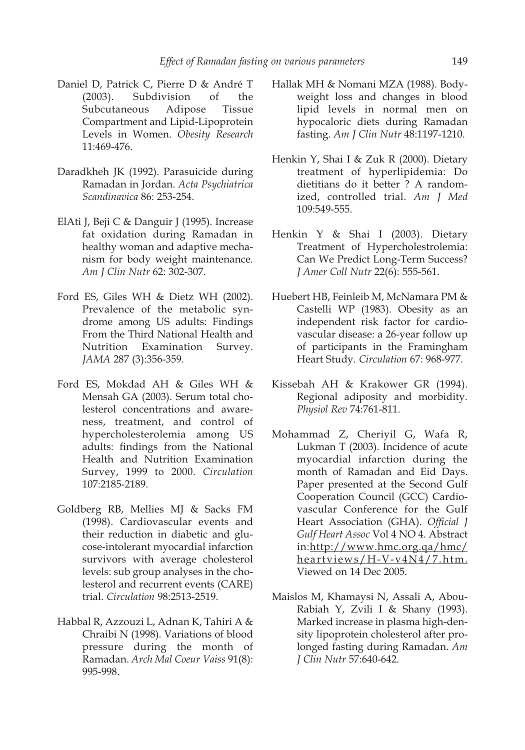Daniel D, Patrick C, Pierre D & André T (2003). Subdivision of the Subcutaneous Adipose Tissue Compartment and Lipid-Lipoprotein Levels in Women. *Obesity Research* 11:469-476.

Daradkheh JK (1992). Parasuicide during Ramadan in Jordan. *Acta Psychiatrica Scandinavica* 86: 253-254.

ElAti J, Beji C & Danguir J (1995). Increase fat oxidation during Ramadan in healthy woman and adaptive mechanism for body weight maintenance. *Am J Clin Nutr* 62: 302-307.

Ford ES, Giles WH & Dietz WH (2002). Prevalence of the metabolic syndrome among US adults: Findings From the Third National Health and Nutrition Examination Survey. *JAMA* 287 (3):356-359.

Ford ES, Mokdad AH & Giles WH & Mensah GA (2003). Serum total cholesterol concentrations and awareness, treatment, and control of hypercholesterolemia among US adults: findings from the National Health and Nutrition Examination Survey, 1999 to 2000. *Circulation* 107:2185-2189.

Goldberg RB, Mellies MJ & Sacks FM (1998). Cardiovascular events and their reduction in diabetic and glucose-intolerant myocardial infarction survivors with average cholesterol levels: sub group analyses in the cholesterol and recurrent events (CARE) trial. *Circulation* 98:2513-2519.

Habbal R, Azzouzi L, Adnan K, Tahiri A & Chraibi N (1998). Variations of blood pressure during the month of Ramadan. *Arch Mal Coeur Vaiss* 91(8): 995-998.

Hallak MH & Nomani MZA (1988). Body-weight loss and changes in blood lipid levels in normal men on hypocaloric diets during Ramadan fasting. *Am J Clin Nutr* 48:1197-1210.

Henkin Y, Shai I & Zuk R (2000). Dietary treatment of hyperlipidemia: Do dietitians do it better ? A randomized, controlled trial. *Am J Med* 109:549-555.

Henkin Y & Shai I (2003). Dietary Treatment of Hypercholestrolemia: Can We Predict Long-Term Success? *J Amer Coll Nutr* 22(6): 555-561.

Huebert HB, Feinleib M, McNamara PM & Castelli WP (1983). Obesity as an independent risk factor for cardiovascular disease: a 26-year follow up of participants in the Framingham Heart Study. *Circulation* 67: 968-977.

Kissebah AH & Krakower GR (1994). Regional adiposity and morbidity. *Physiol Rev* 74:761-811.

Mohammad Z, Cheriyil G, Wafa R, Lukman T (2003). Incidence of acute myocardial infarction during the month of Ramadan and Eid Days. Paper presented at the Second Gulf Cooperation Council (GCC) Cardiovascular Conference for the Gulf Heart Association (GHA). *Official J Gulf Heart Assoc* Vol 4 NO 4. Abstract in:http://www.hmc.org.qa/hmc/heartviews/H-V-v4N4/7.htm. Viewed on 14 Dec 2005.

Maislos M, Khamaysi N, Assali A, Abou-Rabiah Y, Zvili I & Shany (1993). Marked increase in plasma high-density lipoprotein cholesterol after prolonged fasting during Ramadan. *Am J Clin Nutr* 57:640-642.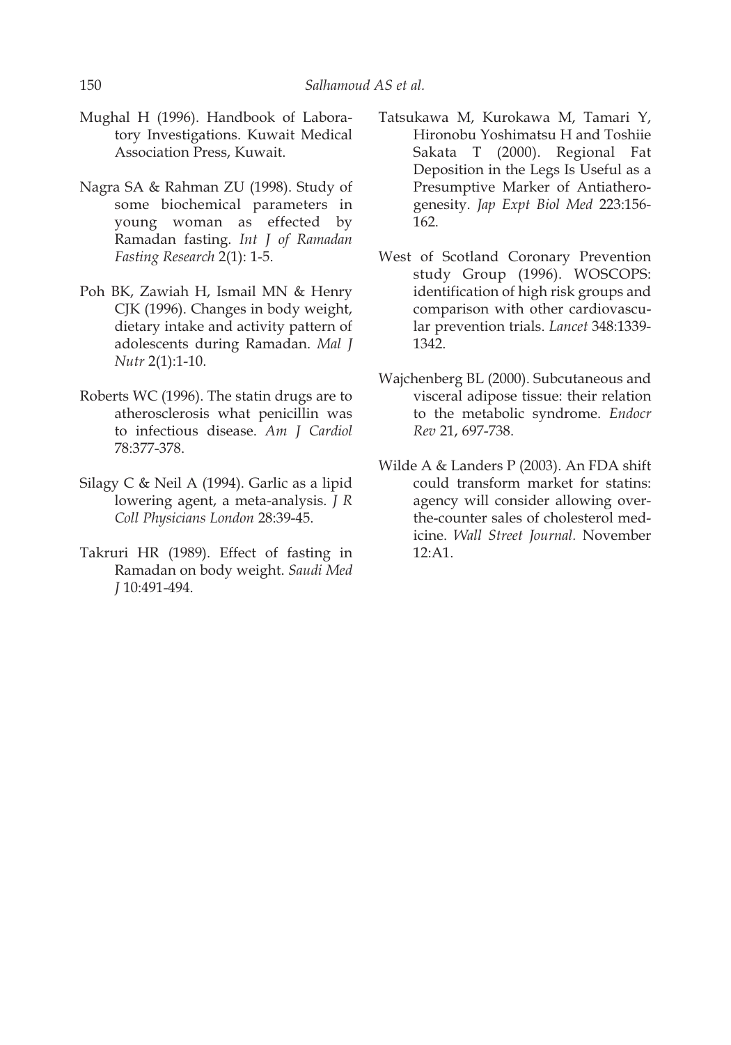Mughal H (1996). Handbook of Laboratory Investigations. Kuwait Medical Association Press, Kuwait.

Nagra SA & Rahman ZU (1998). Study of some biochemical parameters in young woman as effected by Ramadan fasting. *Int J of Ramadan Fasting Research* 2(1): 1-5.

Poh BK, Zawiah H, Ismail MN & Henry CJK (1996). Changes in body weight, dietary intake and activity pattern of adolescents during Ramadan. *Mal J Nutr* 2(1):1-10.

Roberts WC (1996). The statin drugs are to atherosclerosis what penicillin was to infectious disease. *Am J Cardiol* 78:377-378.

Silagy C & Neil A (1994). Garlic as a lipid lowering agent, a meta-analysis. *J R Coll Physicians London* 28:39-45.

Takruri HR (1989). Effect of fasting in Ramadan on body weight. *Saudi Med J* 10:491-494.

Tatsukawa M, Kurokawa M, Tamari Y, Hironobu Yoshimatsu H and Toshiie Sakata T (2000). Regional Fat Deposition in the Legs Is Useful as a Presumptive Marker of Antiatherogenesity. *Jap Expt Biol Med* 223:156-162.

West of Scotland Coronary Prevention study Group (1996). WOSCOPS: identification of high risk groups and comparison with other cardiovascular prevention trials. *Lancet* 348:1339-1342.

Wajchenberg BL (2000). Subcutaneous and visceral adipose tissue: their relation to the metabolic syndrome. *Endocr Rev* 21, 697-738.

Wilde A & Landers P (2003). An FDA shift could transform market for statins: agency will consider allowing over-the-counter sales of cholesterol medicine. *Wall Street Journal*. November 12:A1.